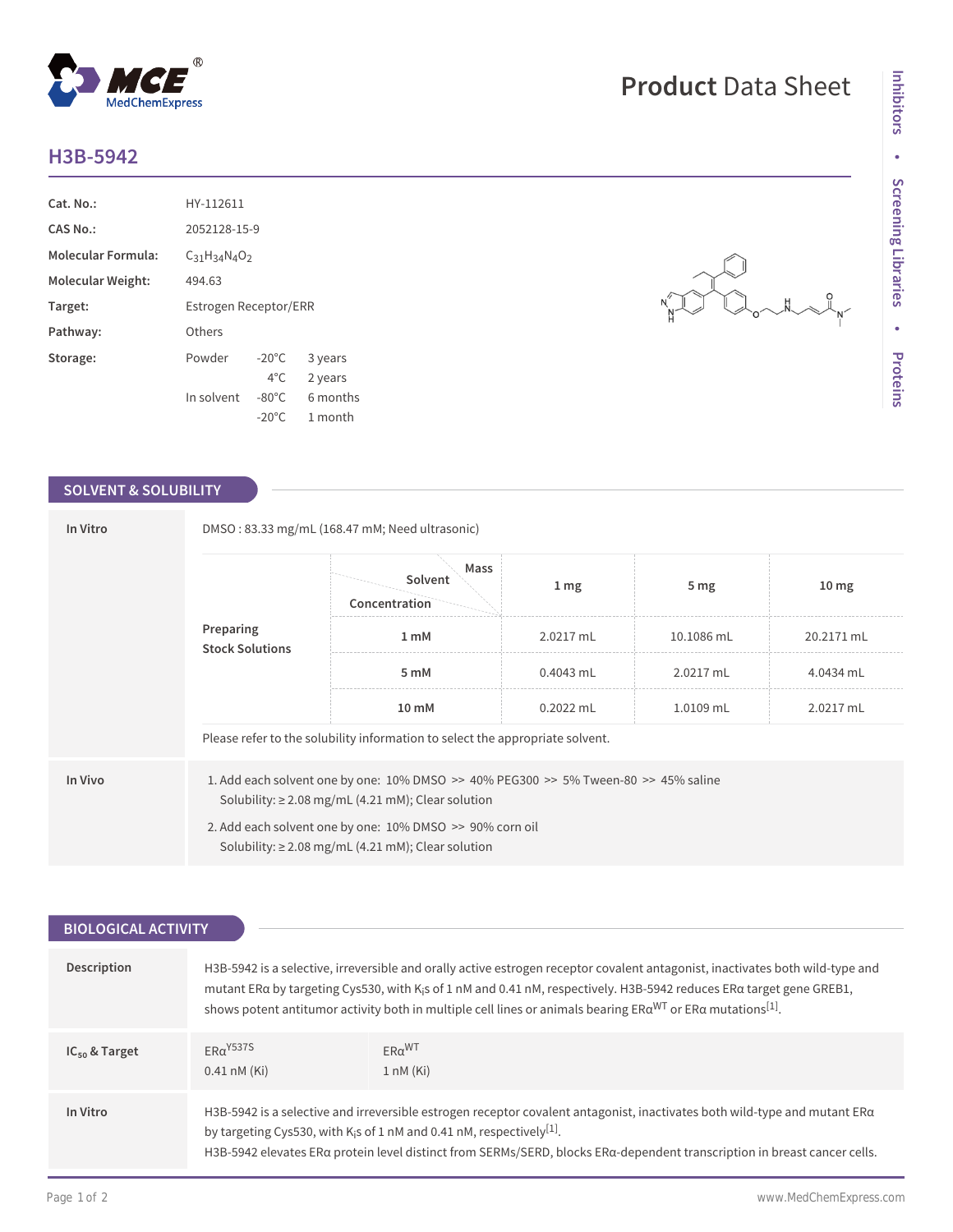# H3B-5942

| | |
|---|---|
| **Cat. No.:** | HY-112611 |
| **CAS No.:** | 2052128-15-9 |
| **Molecular Formula:** | $C_{31}H_{34}N_4O_2$ |
| **Molecular Weight:** | 494.63 |
| **Target:** | Estrogen Receptor/ERR |
| **Pathway:** | Others |
| **Storage:** | Powder -20°C 3 years; 4°C 2 years. In solvent -80°C 6 months; -20°C 1 month |

## SOLVENT & SOLUBILITY

**In Vitro**

DMSO : 83.33 mg/mL (168.47 mM; Need ultrasonic)

**Preparing Stock Solutions**

| Solvent Concentration / Mass | 1 mg | 5 mg | 10 mg |
|---|---|---|---|
| 1 mM | 2.0217 mL | 10.1086 mL | 20.2171 mL |
| 5 mM | 0.4043 mL | 2.0217 mL | 4.0434 mL |
| 10 mM | 0.2022 mL | 1.0109 mL | 2.0217 mL |

Please refer to the solubility information to select the appropriate solvent.

**In Vivo**

1. Add each solvent one by one: 10% DMSO >> 40% PEG300 >> 5% Tween-80 >> 45% saline
   Solubility: ≥ 2.08 mg/mL (4.21 mM); Clear solution
2. Add each solvent one by one: 10% DMSO >> 90% corn oil
   Solubility: ≥ 2.08 mg/mL (4.21 mM); Clear solution

## BIOLOGICAL ACTIVITY

**Description**

H3B-5942 is a selective, irreversible and orally active estrogen receptor covalent antagonist, inactivates both wild-type and mutant ERα by targeting Cys530, with $K_i$s of 1 nM and 0.41 nM, respectively. H3B-5942 reduces ERα target gene GREB1, shows potent antitumor activity both in multiple cell lines or animals bearing $ER\alpha^{WT}$ or ERα mutations[1].

**$IC_{50}$ & Target**

| $ER\alpha^{Y537S}$ | $ER\alpha^{WT}$ |
|---|---|
| 0.41 nM (Ki) | 1 nM (Ki) |

**In Vitro**

H3B-5942 is a selective and irreversible estrogen receptor covalent antagonist, inactivates both wild-type and mutant ERα by targeting Cys530, with $K_i$s of 1 nM and 0.41 nM, respectively[1].
H3B-5942 elevates ERα protein level distinct from SERMs/SERD, blocks ERα-dependent transcription in breast cancer cells.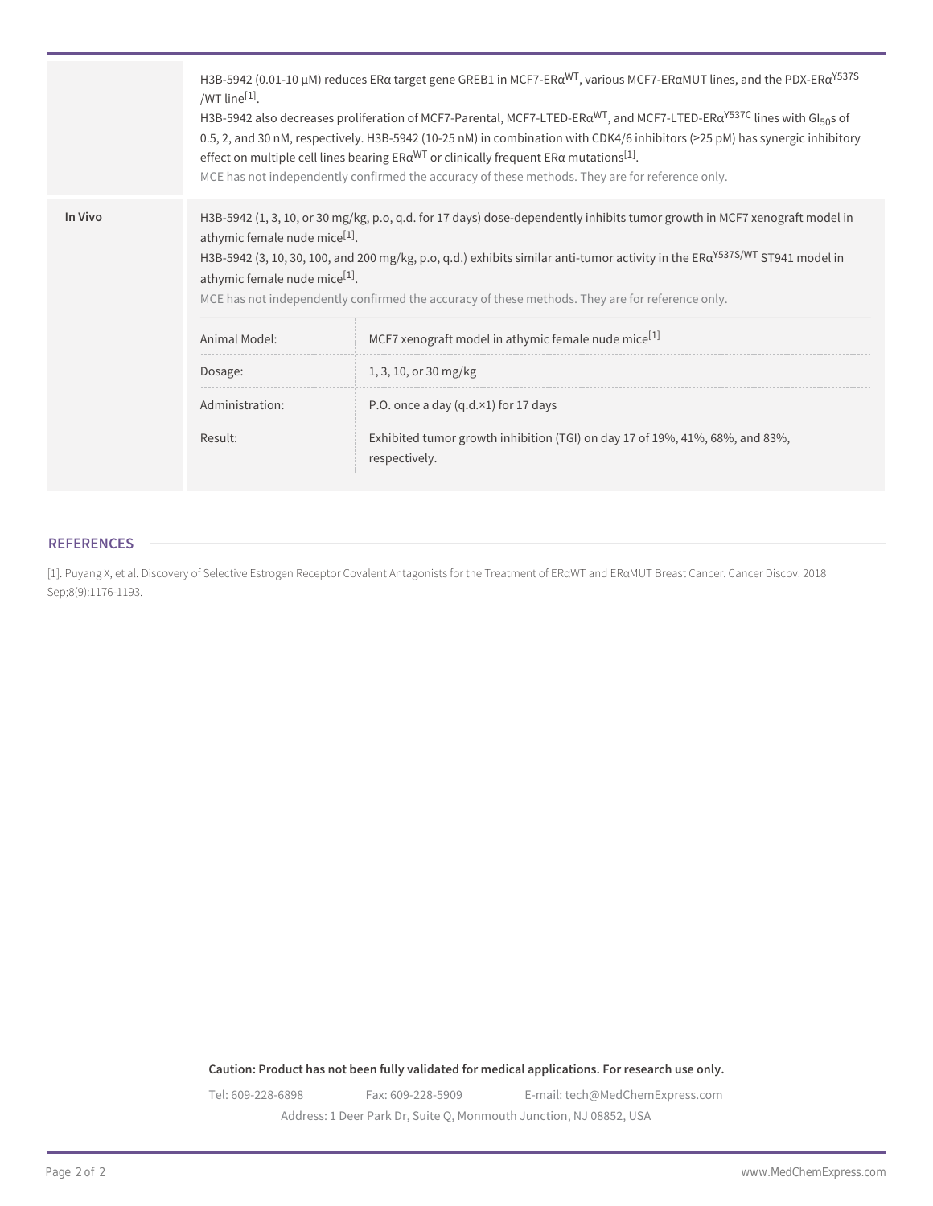| | |
|---|---|
| | H3B-5942 (0.01-10 μM) reduces ERα target gene GREB1 in MCF7-ERα$^{WT}$, various MCF7-ERαMUT lines, and the PDX-ERα$^{Y537S}$/WT line[1].<br>H3B-5942 also decreases proliferation of MCF7-Parental, MCF7-LTED-ERα$^{WT}$, and MCF7-LTED-ERα$^{Y537C}$ lines with $GI_{50}$s of 0.5, 2, and 30 nM, respectively. H3B-5942 (10-25 nM) in combination with CDK4/6 inhibitors (≥25 pM) has synergic inhibitory effect on multiple cell lines bearing ERα$^{WT}$ or clinically frequent ERα mutations[1].<br>MCE has not independently confirmed the accuracy of these methods. They are for reference only. |
| **In Vivo** | H3B-5942 (1, 3, 10, or 30 mg/kg, p.o, q.d. for 17 days) dose-dependently inhibits tumor growth in MCF7 xenograft model in athymic female nude mice[1].<br>H3B-5942 (3, 10, 30, 100, and 200 mg/kg, p.o, q.d.) exhibits similar anti-tumor activity in the ERα$^{Y537S/WT}$ ST941 model in athymic female nude mice[1].<br>MCE has not independently confirmed the accuracy of these methods. They are for reference only. |

| | |
|---|---|
| Animal Model: | MCF7 xenograft model in athymic female nude mice[1] |
| Dosage: | 1, 3, 10, or 30 mg/kg |
| Administration: | P.O. once a day (q.d.×1) for 17 days |
| Result: | Exhibited tumor growth inhibition (TGI) on day 17 of 19%, 41%, 68%, and 83%, respectively. |

## REFERENCES

[1]. Puyang X, et al. Discovery of Selective Estrogen Receptor Covalent Antagonists for the Treatment of ERαWT and ERαMUT Breast Cancer. Cancer Discov. 2018 Sep;8(9):1176-1193.

**Caution: Product has not been fully validated for medical applications. For research use only.**

Tel: 609-228-6898 Fax: 609-228-5909 E-mail: tech@MedChemExpress.com

Address: 1 Deer Park Dr, Suite Q, Monmouth Junction, NJ 08852, USA